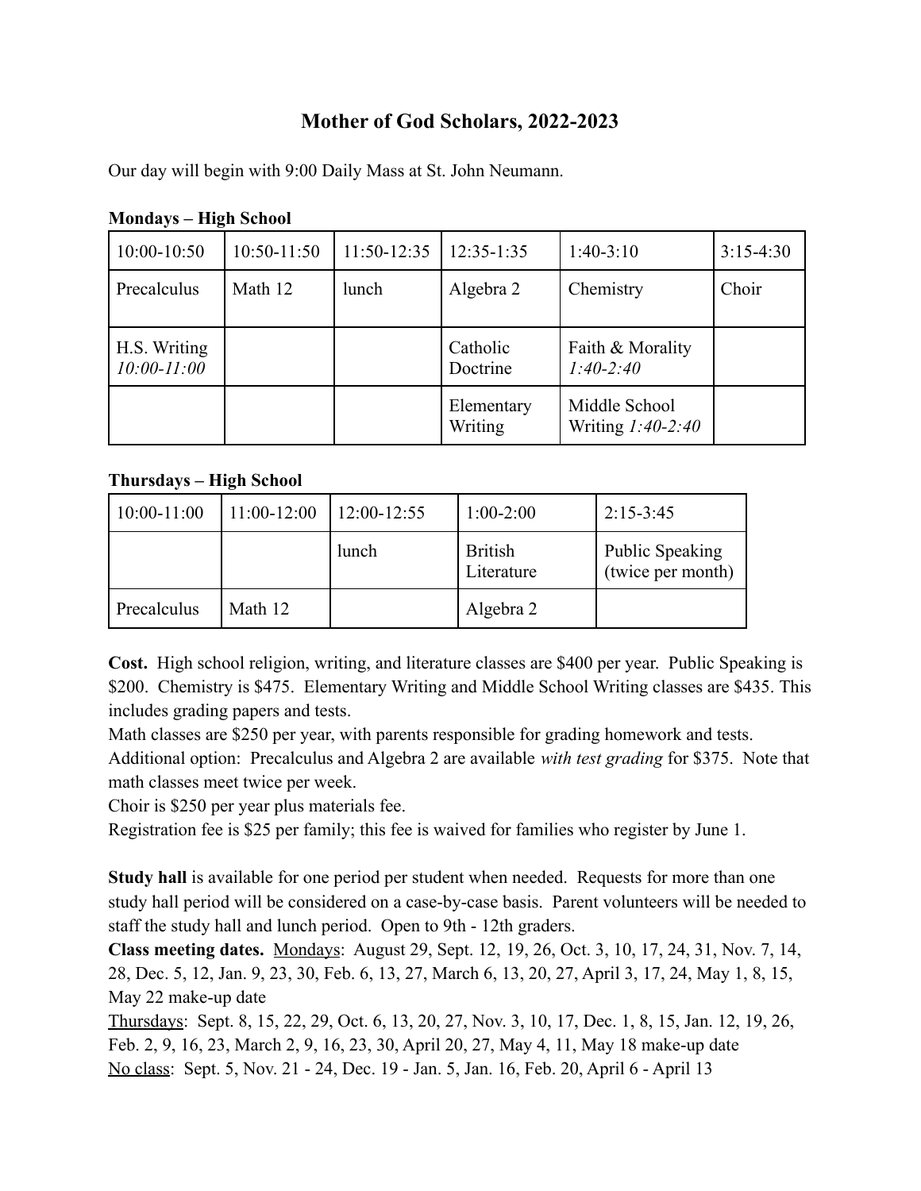# Mother of God Scholars, 2022-2023

Our day will begin with 9:00 Daily Mass at St. John Neumann.

**Mondays – High School**

| 10:00-10:50 | 10:50-11:50 | 11:50-12:35 | 12:35-1:35 | 1:40-3:10 | 3:15-4:30 |
|---|---|---|---|---|---|
| Precalculus | Math 12 | lunch | Algebra 2 | Chemistry | Choir |
| H.S. Writing *10:00-11:00* | | | Catholic Doctrine | Faith & Morality *1:40-2:40* | |
| | | | Elementary Writing | Middle School Writing *1:40-2:40* | |

**Thursdays – High School**

| 10:00-11:00 | 11:00-12:00 | 12:00-12:55 | 1:00-2:00 | 2:15-3:45 |
|---|---|---|---|---|
| | | lunch | British Literature | Public Speaking (twice per month) |
| Precalculus | Math 12 | | Algebra 2 | |

**Cost.** High school religion, writing, and literature classes are $400 per year. Public Speaking is $200. Chemistry is $475. Elementary Writing and Middle School Writing classes are $435. This includes grading papers and tests.
Math classes are $250 per year, with parents responsible for grading homework and tests.
Additional option: Precalculus and Algebra 2 are available *with test grading* for $375. Note that math classes meet twice per week.
Choir is $250 per year plus materials fee.
Registration fee is $25 per family; this fee is waived for families who register by June 1.

**Study hall** is available for one period per student when needed. Requests for more than one study hall period will be considered on a case-by-case basis. Parent volunteers will be needed to staff the study hall and lunch period. Open to 9th - 12th graders.
**Class meeting dates.** <u>Mondays</u>: August 29, Sept. 12, 19, 26, Oct. 3, 10, 17, 24, 31, Nov. 7, 14, 28, Dec. 5, 12, Jan. 9, 23, 30, Feb. 6, 13, 27, March 6, 13, 20, 27, April 3, 17, 24, May 1, 8, 15, May 22 make-up date
<u>Thursdays</u>: Sept. 8, 15, 22, 29, Oct. 6, 13, 20, 27, Nov. 3, 10, 17, Dec. 1, 8, 15, Jan. 12, 19, 26, Feb. 2, 9, 16, 23, March 2, 9, 16, 23, 30, April 20, 27, May 4, 11, May 18 make-up date
<u>No class</u>: Sept. 5, Nov. 21 - 24, Dec. 19 - Jan. 5, Jan. 16, Feb. 20, April 6 - April 13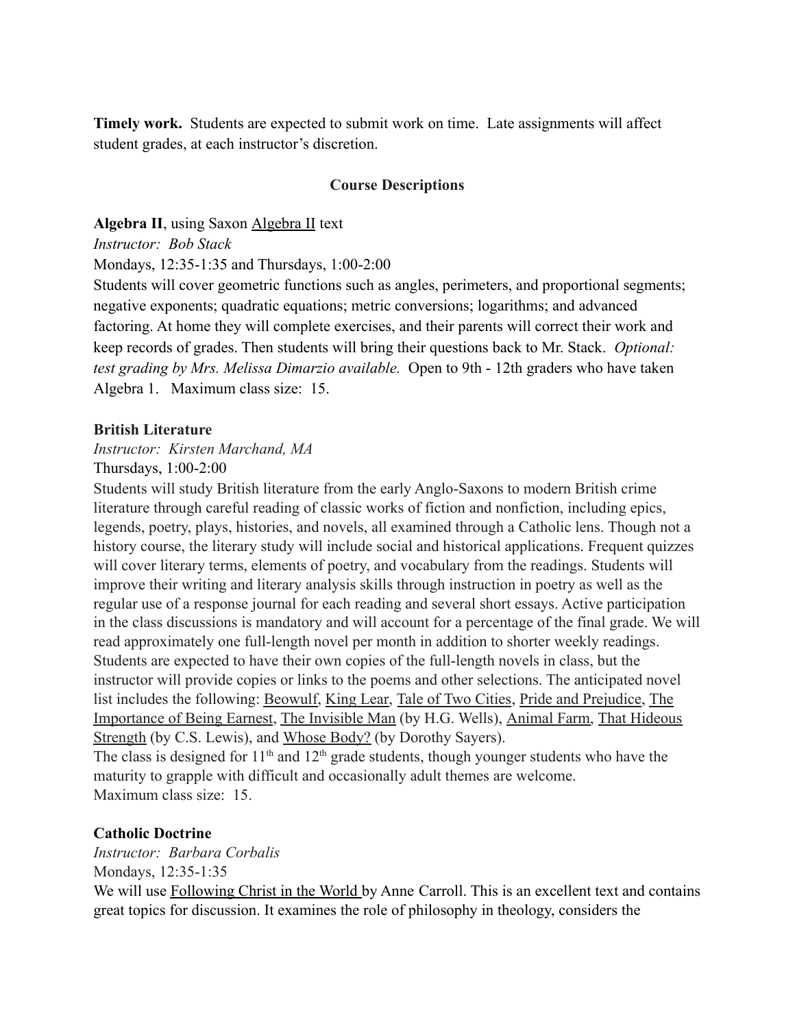**Timely work.** Students are expected to submit work on time. Late assignments will affect student grades, at each instructor's discretion.

## Course Descriptions

**Algebra II**, using Saxon Algebra II text

*Instructor: Bob Stack*

Mondays, 12:35-1:35 and Thursdays, 1:00-2:00

Students will cover geometric functions such as angles, perimeters, and proportional segments; negative exponents; quadratic equations; metric conversions; logarithms; and advanced factoring. At home they will complete exercises, and their parents will correct their work and keep records of grades. Then students will bring their questions back to Mr. Stack. *Optional: test grading by Mrs. Melissa Dimarzio available.* Open to 9th - 12th graders who have taken Algebra 1. Maximum class size: 15.

**British Literature**

*Instructor: Kirsten Marchand, MA*

Thursdays, 1:00-2:00

Students will study British literature from the early Anglo-Saxons to modern British crime literature through careful reading of classic works of fiction and nonfiction, including epics, legends, poetry, plays, histories, and novels, all examined through a Catholic lens. Though not a history course, the literary study will include social and historical applications. Frequent quizzes will cover literary terms, elements of poetry, and vocabulary from the readings. Students will improve their writing and literary analysis skills through instruction in poetry as well as the regular use of a response journal for each reading and several short essays. Active participation in the class discussions is mandatory and will account for a percentage of the final grade. We will read approximately one full-length novel per month in addition to shorter weekly readings. Students are expected to have their own copies of the full-length novels in class, but the instructor will provide copies or links to the poems and other selections. The anticipated novel list includes the following: Beowulf, King Lear, Tale of Two Cities, Pride and Prejudice, The Importance of Being Earnest, The Invisible Man (by H.G. Wells), Animal Farm, That Hideous Strength (by C.S. Lewis), and Whose Body? (by Dorothy Sayers).

The class is designed for 11th and 12th grade students, though younger students who have the maturity to grapple with difficult and occasionally adult themes are welcome.

Maximum class size: 15.

**Catholic Doctrine**

*Instructor: Barbara Corbalis*

Mondays, 12:35-1:35

We will use Following Christ in the World by Anne Carroll. This is an excellent text and contains great topics for discussion. It examines the role of philosophy in theology, considers the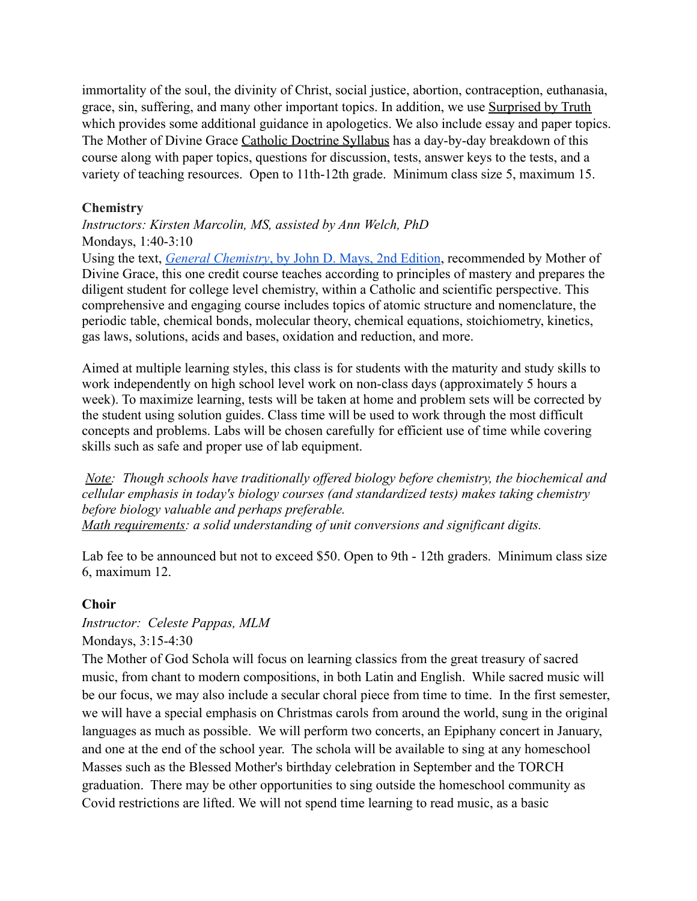immortality of the soul, the divinity of Christ, social justice, abortion, contraception, euthanasia, grace, sin, suffering, and many other important topics. In addition, we use Surprised by Truth which provides some additional guidance in apologetics. We also include essay and paper topics. The Mother of Divine Grace Catholic Doctrine Syllabus has a day-by-day breakdown of this course along with paper topics, questions for discussion, tests, answer keys to the tests, and a variety of teaching resources. Open to 11th-12th grade. Minimum class size 5, maximum 15.

**Chemistry**

*Instructors: Kirsten Marcolin, MS, assisted by Ann Welch, PhD*

Mondays, 1:40-3:10

Using the text, [*General Chemistry*, by John D. Mays, 2nd Edition](), recommended by Mother of Divine Grace, this one credit course teaches according to principles of mastery and prepares the diligent student for college level chemistry, within a Catholic and scientific perspective. This comprehensive and engaging course includes topics of atomic structure and nomenclature, the periodic table, chemical bonds, molecular theory, chemical equations, stoichiometry, kinetics, gas laws, solutions, acids and bases, oxidation and reduction, and more.

Aimed at multiple learning styles, this class is for students with the maturity and study skills to work independently on high school level work on non-class days (approximately 5 hours a week). To maximize learning, tests will be taken at home and problem sets will be corrected by the student using solution guides. Class time will be used to work through the most difficult concepts and problems. Labs will be chosen carefully for efficient use of time while covering skills such as safe and proper use of lab equipment.

*Note: Though schools have traditionally offered biology before chemistry, the biochemical and cellular emphasis in today's biology courses (and standardized tests) makes taking chemistry before biology valuable and perhaps preferable.*

*Math requirements: a solid understanding of unit conversions and significant digits.*

Lab fee to be announced but not to exceed $50. Open to 9th - 12th graders. Minimum class size 6, maximum 12.

**Choir**

*Instructor: Celeste Pappas, MLM*

Mondays, 3:15-4:30

The Mother of God Schola will focus on learning classics from the great treasury of sacred music, from chant to modern compositions, in both Latin and English. While sacred music will be our focus, we may also include a secular choral piece from time to time. In the first semester, we will have a special emphasis on Christmas carols from around the world, sung in the original languages as much as possible. We will perform two concerts, an Epiphany concert in January, and one at the end of the school year. The schola will be available to sing at any homeschool Masses such as the Blessed Mother's birthday celebration in September and the TORCH graduation. There may be other opportunities to sing outside the homeschool community as Covid restrictions are lifted. We will not spend time learning to read music, as a basic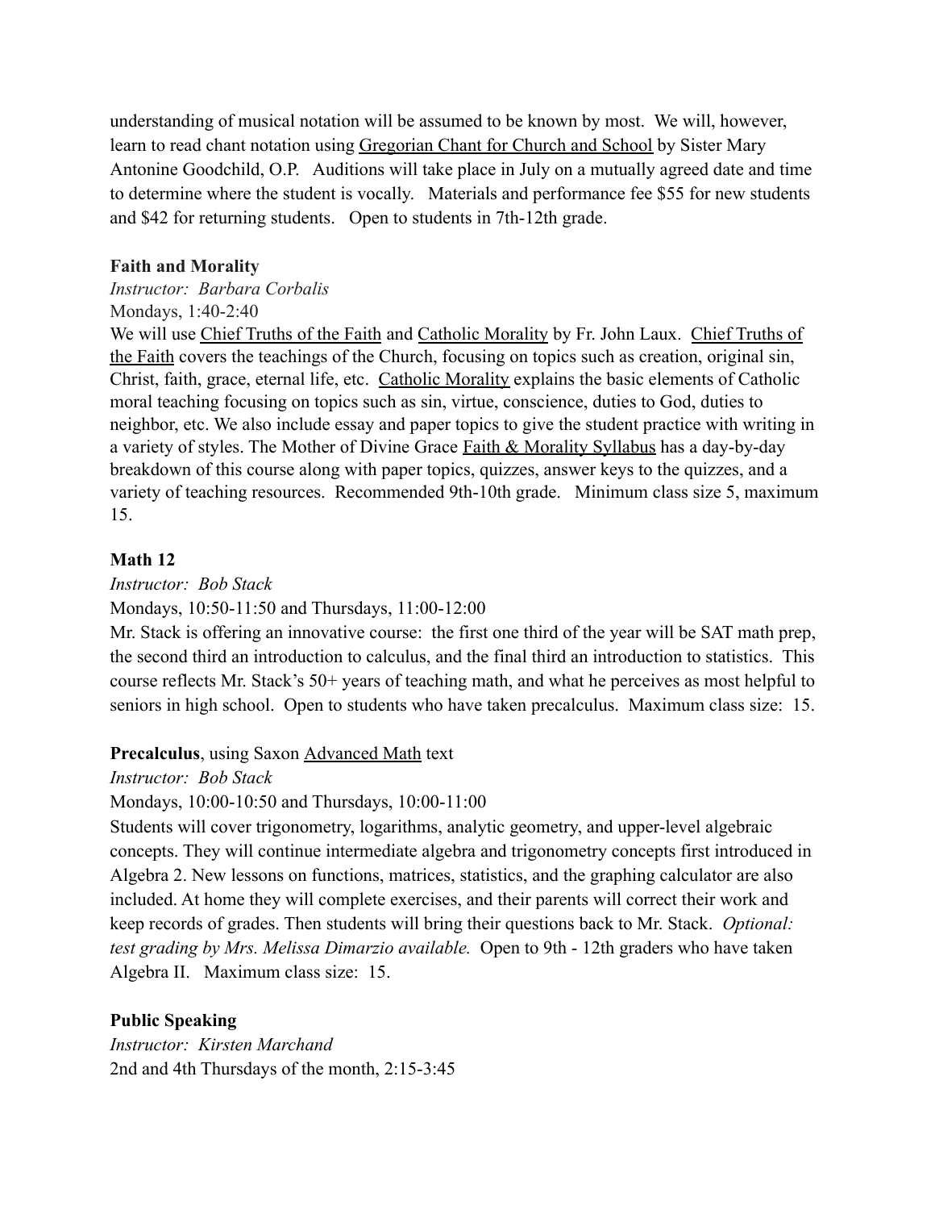understanding of musical notation will be assumed to be known by most. We will, however, learn to read chant notation using Gregorian Chant for Church and School by Sister Mary Antonine Goodchild, O.P. Auditions will take place in July on a mutually agreed date and time to determine where the student is vocally. Materials and performance fee $55 for new students and $42 for returning students. Open to students in 7th-12th grade.

**Faith and Morality**

*Instructor: Barbara Corbalis*

Mondays, 1:40-2:40

We will use Chief Truths of the Faith and Catholic Morality by Fr. John Laux. Chief Truths of the Faith covers the teachings of the Church, focusing on topics such as creation, original sin, Christ, faith, grace, eternal life, etc. Catholic Morality explains the basic elements of Catholic moral teaching focusing on topics such as sin, virtue, conscience, duties to God, duties to neighbor, etc. We also include essay and paper topics to give the student practice with writing in a variety of styles. The Mother of Divine Grace Faith & Morality Syllabus has a day-by-day breakdown of this course along with paper topics, quizzes, answer keys to the quizzes, and a variety of teaching resources. Recommended 9th-10th grade. Minimum class size 5, maximum 15.

**Math 12**

*Instructor: Bob Stack*

Mondays, 10:50-11:50 and Thursdays, 11:00-12:00

Mr. Stack is offering an innovative course: the first one third of the year will be SAT math prep, the second third an introduction to calculus, and the final third an introduction to statistics. This course reflects Mr. Stack's 50+ years of teaching math, and what he perceives as most helpful to seniors in high school. Open to students who have taken precalculus. Maximum class size: 15.

**Precalculus**, using Saxon Advanced Math text

*Instructor: Bob Stack*

Mondays, 10:00-10:50 and Thursdays, 10:00-11:00

Students will cover trigonometry, logarithms, analytic geometry, and upper-level algebraic concepts. They will continue intermediate algebra and trigonometry concepts first introduced in Algebra 2. New lessons on functions, matrices, statistics, and the graphing calculator are also included. At home they will complete exercises, and their parents will correct their work and keep records of grades. Then students will bring their questions back to Mr. Stack. *Optional: test grading by Mrs. Melissa Dimarzio available.* Open to 9th - 12th graders who have taken Algebra II. Maximum class size: 15.

**Public Speaking**

*Instructor: Kirsten Marchand*

2nd and 4th Thursdays of the month, 2:15-3:45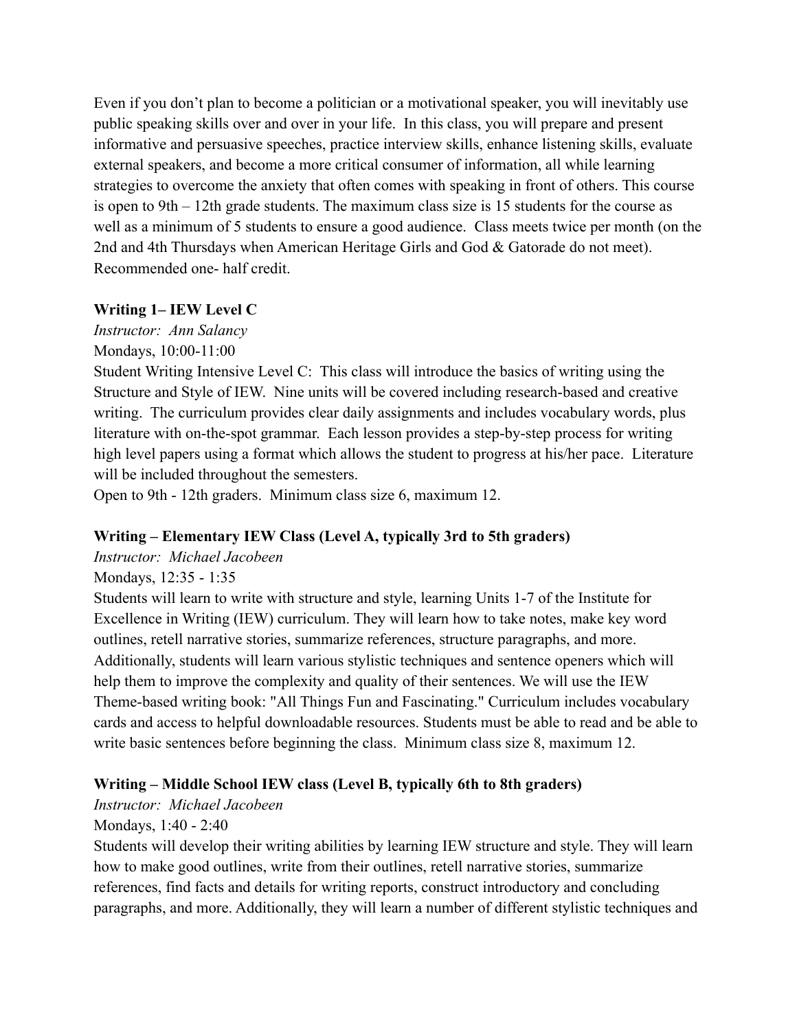Even if you don't plan to become a politician or a motivational speaker, you will inevitably use public speaking skills over and over in your life. In this class, you will prepare and present informative and persuasive speeches, practice interview skills, enhance listening skills, evaluate external speakers, and become a more critical consumer of information, all while learning strategies to overcome the anxiety that often comes with speaking in front of others. This course is open to 9th – 12th grade students. The maximum class size is 15 students for the course as well as a minimum of 5 students to ensure a good audience. Class meets twice per month (on the 2nd and 4th Thursdays when American Heritage Girls and God & Gatorade do not meet). Recommended one- half credit.

**Writing 1– IEW Level C**

*Instructor: Ann Salancy*

Mondays, 10:00-11:00

Student Writing Intensive Level C: This class will introduce the basics of writing using the Structure and Style of IEW. Nine units will be covered including research-based and creative writing. The curriculum provides clear daily assignments and includes vocabulary words, plus literature with on-the-spot grammar. Each lesson provides a step-by-step process for writing high level papers using a format which allows the student to progress at his/her pace. Literature will be included throughout the semesters.

Open to 9th - 12th graders. Minimum class size 6, maximum 12.

**Writing – Elementary IEW Class (Level A, typically 3rd to 5th graders)**

*Instructor: Michael Jacobeen*

Mondays, 12:35 - 1:35

Students will learn to write with structure and style, learning Units 1-7 of the Institute for Excellence in Writing (IEW) curriculum. They will learn how to take notes, make key word outlines, retell narrative stories, summarize references, structure paragraphs, and more. Additionally, students will learn various stylistic techniques and sentence openers which will help them to improve the complexity and quality of their sentences. We will use the IEW Theme-based writing book: "All Things Fun and Fascinating." Curriculum includes vocabulary cards and access to helpful downloadable resources. Students must be able to read and be able to write basic sentences before beginning the class. Minimum class size 8, maximum 12.

**Writing – Middle School IEW class (Level B, typically 6th to 8th graders)**

*Instructor: Michael Jacobeen*

Mondays, 1:40 - 2:40

Students will develop their writing abilities by learning IEW structure and style. They will learn how to make good outlines, write from their outlines, retell narrative stories, summarize references, find facts and details for writing reports, construct introductory and concluding paragraphs, and more. Additionally, they will learn a number of different stylistic techniques and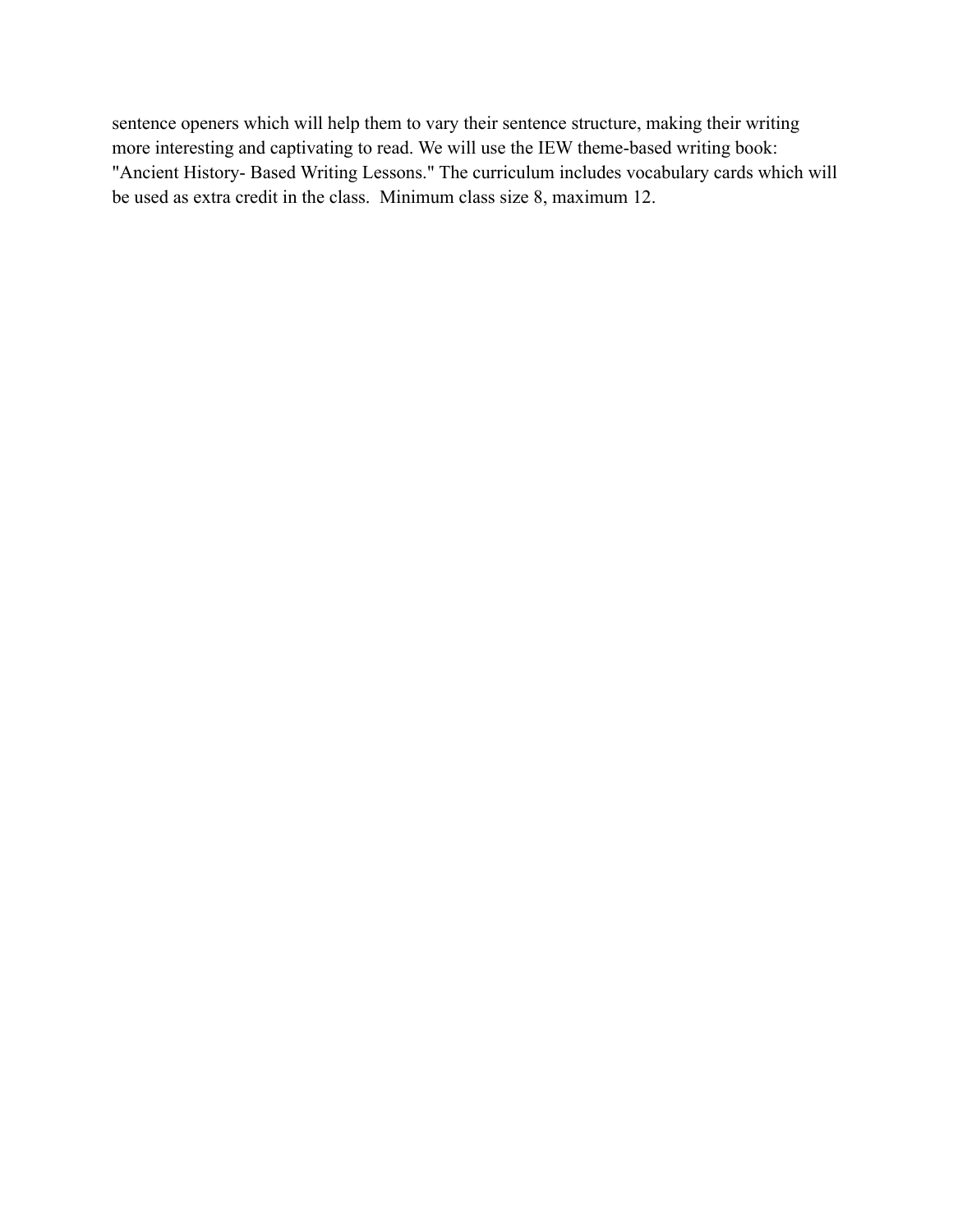sentence openers which will help them to vary their sentence structure, making their writing more interesting and captivating to read. We will use the IEW theme-based writing book: "Ancient History- Based Writing Lessons." The curriculum includes vocabulary cards which will be used as extra credit in the class.  Minimum class size 8, maximum 12.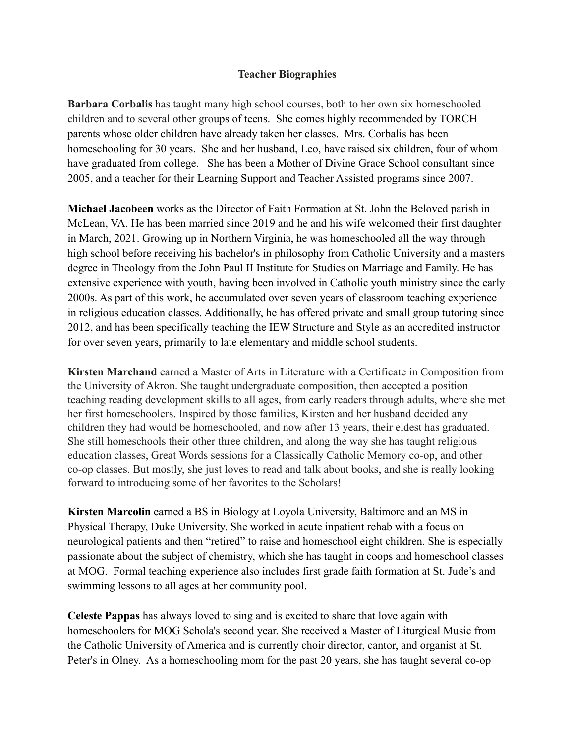**Teacher Biographies**

**Barbara Corbalis** has taught many high school courses, both to her own six homeschooled children and to several other groups of teens. She comes highly recommended by TORCH parents whose older children have already taken her classes. Mrs. Corbalis has been homeschooling for 30 years. She and her husband, Leo, have raised six children, four of whom have graduated from college. She has been a Mother of Divine Grace School consultant since 2005, and a teacher for their Learning Support and Teacher Assisted programs since 2007.

**Michael Jacobeen** works as the Director of Faith Formation at St. John the Beloved parish in McLean, VA. He has been married since 2019 and he and his wife welcomed their first daughter in March, 2021. Growing up in Northern Virginia, he was homeschooled all the way through high school before receiving his bachelor's in philosophy from Catholic University and a masters degree in Theology from the John Paul II Institute for Studies on Marriage and Family. He has extensive experience with youth, having been involved in Catholic youth ministry since the early 2000s. As part of this work, he accumulated over seven years of classroom teaching experience in religious education classes. Additionally, he has offered private and small group tutoring since 2012, and has been specifically teaching the IEW Structure and Style as an accredited instructor for over seven years, primarily to late elementary and middle school students.

**Kirsten Marchand** earned a Master of Arts in Literature with a Certificate in Composition from the University of Akron. She taught undergraduate composition, then accepted a position teaching reading development skills to all ages, from early readers through adults, where she met her first homeschoolers. Inspired by those families, Kirsten and her husband decided any children they had would be homeschooled, and now after 13 years, their eldest has graduated. She still homeschools their other three children, and along the way she has taught religious education classes, Great Words sessions for a Classically Catholic Memory co-op, and other co-op classes. But mostly, she just loves to read and talk about books, and she is really looking forward to introducing some of her favorites to the Scholars!

**Kirsten Marcolin** earned a BS in Biology at Loyola University, Baltimore and an MS in Physical Therapy, Duke University. She worked in acute inpatient rehab with a focus on neurological patients and then "retired" to raise and homeschool eight children. She is especially passionate about the subject of chemistry, which she has taught in coops and homeschool classes at MOG. Formal teaching experience also includes first grade faith formation at St. Jude's and swimming lessons to all ages at her community pool.

**Celeste Pappas** has always loved to sing and is excited to share that love again with homeschoolers for MOG Schola's second year. She received a Master of Liturgical Music from the Catholic University of America and is currently choir director, cantor, and organist at St. Peter's in Olney. As a homeschooling mom for the past 20 years, she has taught several co-op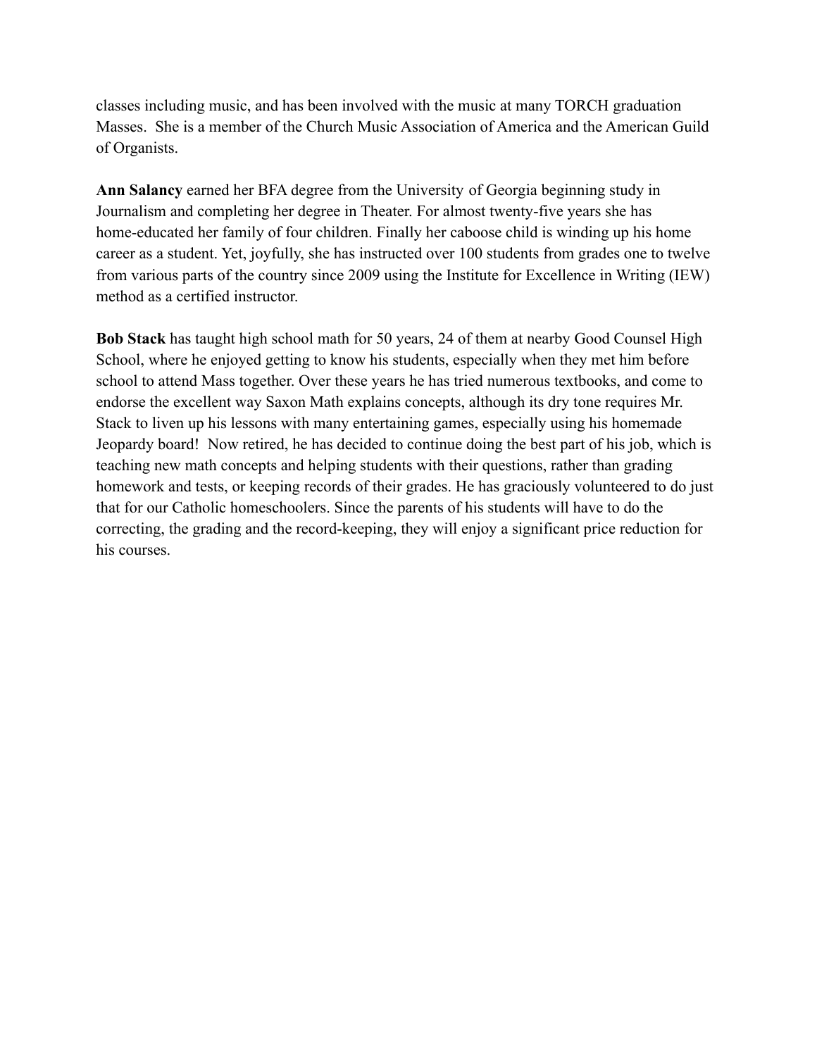classes including music, and has been involved with the music at many TORCH graduation Masses. She is a member of the Church Music Association of America and the American Guild of Organists.

**Ann Salancy** earned her BFA degree from the University of Georgia beginning study in Journalism and completing her degree in Theater. For almost twenty-five years she has home-educated her family of four children. Finally her caboose child is winding up his home career as a student. Yet, joyfully, she has instructed over 100 students from grades one to twelve from various parts of the country since 2009 using the Institute for Excellence in Writing (IEW) method as a certified instructor.

**Bob Stack** has taught high school math for 50 years, 24 of them at nearby Good Counsel High School, where he enjoyed getting to know his students, especially when they met him before school to attend Mass together. Over these years he has tried numerous textbooks, and come to endorse the excellent way Saxon Math explains concepts, although its dry tone requires Mr. Stack to liven up his lessons with many entertaining games, especially using his homemade Jeopardy board! Now retired, he has decided to continue doing the best part of his job, which is teaching new math concepts and helping students with their questions, rather than grading homework and tests, or keeping records of their grades. He has graciously volunteered to do just that for our Catholic homeschoolers. Since the parents of his students will have to do the correcting, the grading and the record-keeping, they will enjoy a significant price reduction for his courses.